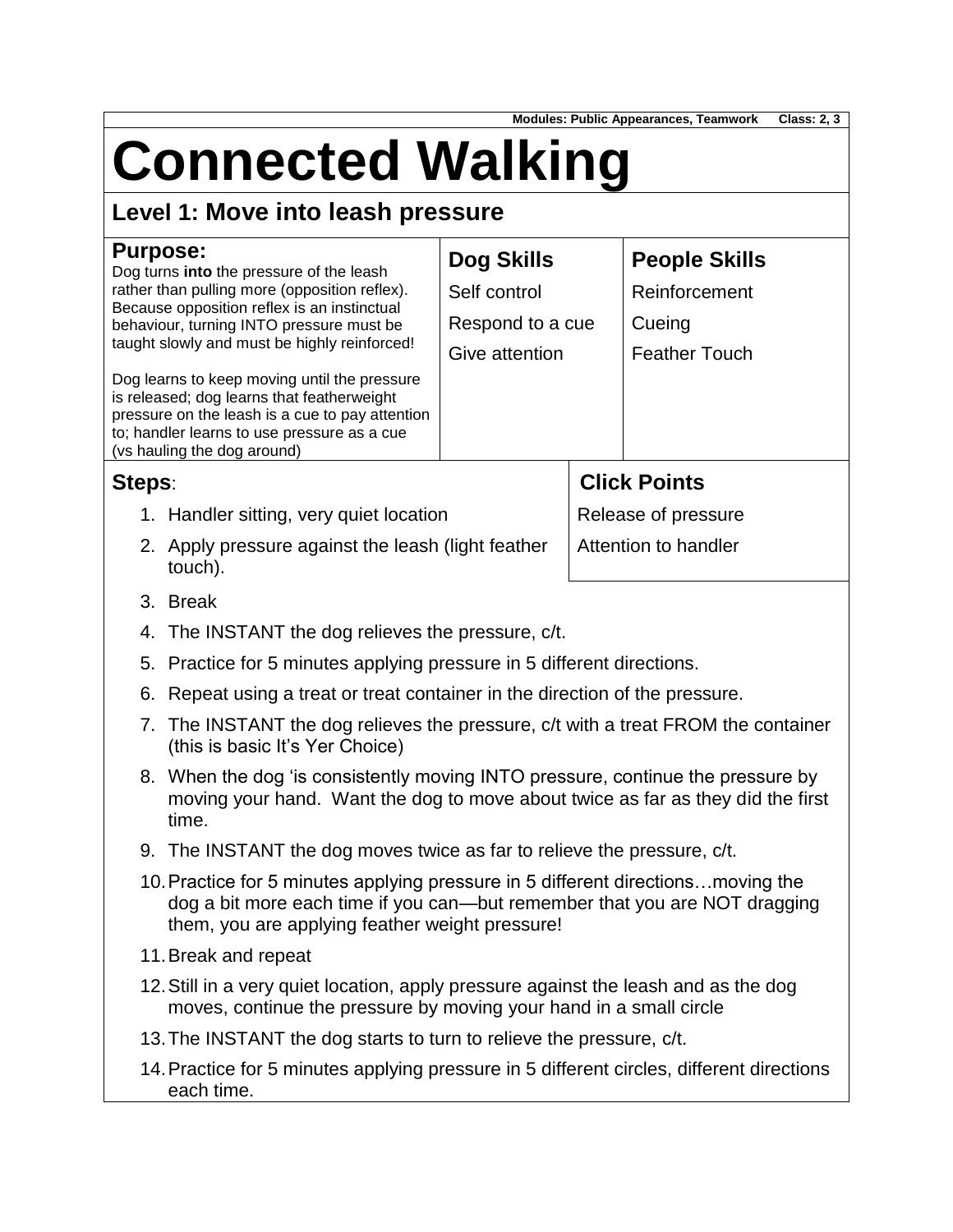**Modules: Public Appearances, Teamwork     Class: 2, 3**

# Connected Walking

## Level 1: Move into leash pressure

| Purpose: | Dog Skills | People Skills |
|---|---|---|
| Dog turns **into** the pressure of the leash rather than pulling more (opposition reflex). Because opposition reflex is an instinctual behaviour, turning INTO pressure must be taught slowly and must be highly reinforced!<br><br>Dog learns to keep moving until the pressure is released; dog learns that featherweight pressure on the leash is a cue to pay attention to; handler learns to use pressure as a cue (vs hauling the dog around) | Self control<br>Respond to a cue<br>Give attention | Reinforcement<br>Cueing<br>Feather Touch |

### Click Points

- Release of pressure
- Attention to handler

### Steps:

1. Handler sitting, very quiet location
2. Apply pressure against the leash (light feather touch).
3. Break
4. The INSTANT the dog relieves the pressure, c/t.
5. Practice for 5 minutes applying pressure in 5 different directions.
6. Repeat using a treat or treat container in the direction of the pressure.
7. The INSTANT the dog relieves the pressure, c/t with a treat FROM the container (this is basic It's Yer Choice)
8. When the dog 'is consistently moving INTO pressure, continue the pressure by moving your hand. Want the dog to move about twice as far as they did the first time.
9. The INSTANT the dog moves twice as far to relieve the pressure, c/t.
10. Practice for 5 minutes applying pressure in 5 different directions…moving the dog a bit more each time if you can—but remember that you are NOT dragging them, you are applying feather weight pressure!
11. Break and repeat
12. Still in a very quiet location, apply pressure against the leash and as the dog moves, continue the pressure by moving your hand in a small circle
13. The INSTANT the dog starts to turn to relieve the pressure, c/t.
14. Practice for 5 minutes applying pressure in 5 different circles, different directions each time.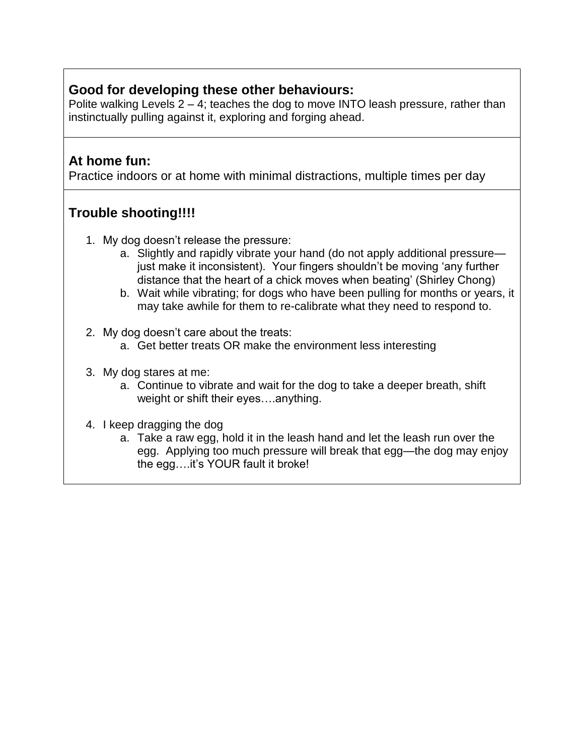### Good for developing these other behaviours:

Polite walking Levels 2 – 4; teaches the dog to move INTO leash pressure, rather than instinctually pulling against it, exploring and forging ahead.

### At home fun:

Practice indoors or at home with minimal distractions, multiple times per day

### Trouble shooting!!!!

1. My dog doesn't release the pressure:
   a. Slightly and rapidly vibrate your hand (do not apply additional pressure—just make it inconsistent). Your fingers shouldn't be moving 'any further distance that the heart of a chick moves when beating' (Shirley Chong)
   b. Wait while vibrating; for dogs who have been pulling for months or years, it may take awhile for them to re-calibrate what they need to respond to.

2. My dog doesn't care about the treats:
   a. Get better treats OR make the environment less interesting

3. My dog stares at me:
   a. Continue to vibrate and wait for the dog to take a deeper breath, shift weight or shift their eyes….anything.

4. I keep dragging the dog
   a. Take a raw egg, hold it in the leash hand and let the leash run over the egg. Applying too much pressure will break that egg—the dog may enjoy the egg….it's YOUR fault it broke!